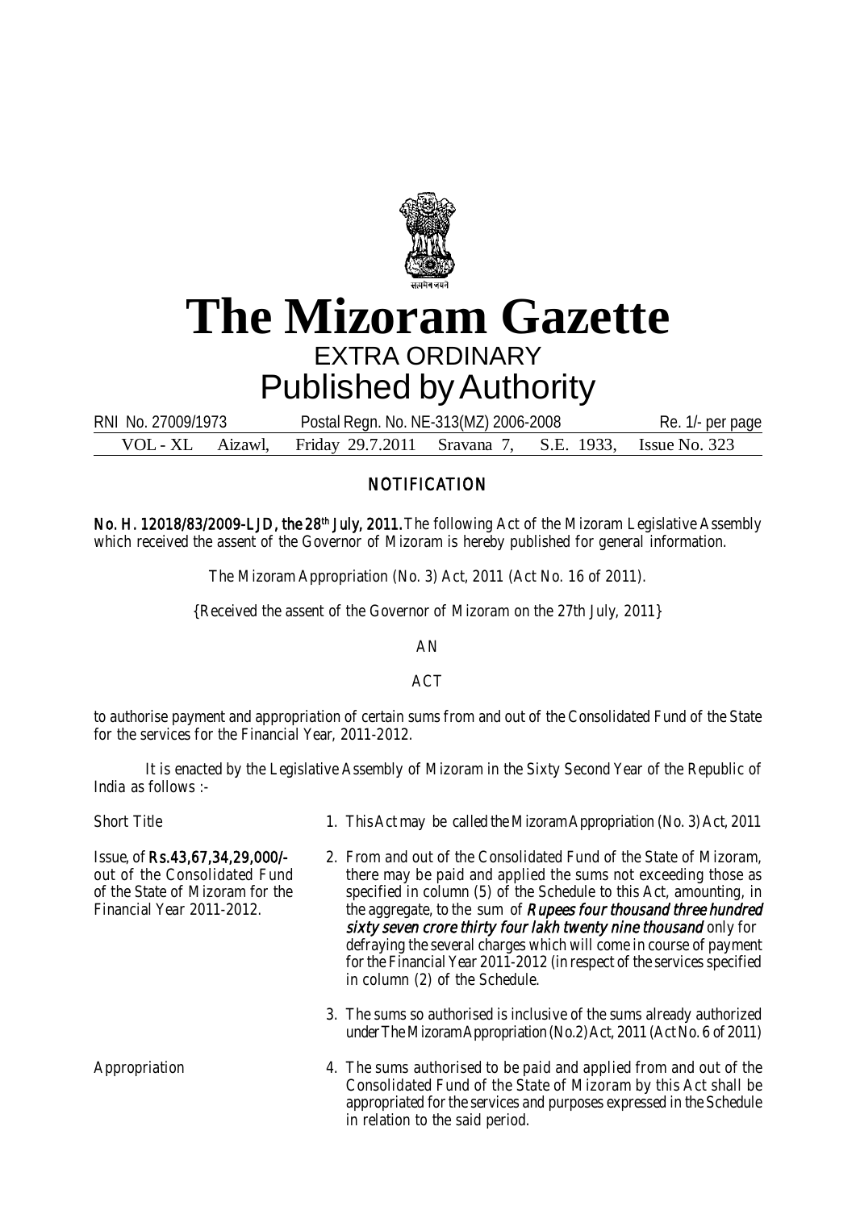# The Mizoram Gazette

## EXTRA ORDINARY

## Published by Authority

RNI No. 27009/1973 Postal Regn. No. NE-313(MZ) 2006-2008 Re. 1/- per page

VOL - XL Aizawl, Friday 29.7.2011 Sravana 7, S.E. 1933, Issue No. 323

### NOTIFICATION

**No. H. 12018/83/2009-LJD, the 28th July, 2011.** The following Act of the Mizoram Legislative Assembly which received the assent of the Governor of Mizoram is hereby published for general information.

The Mizoram Appropriation (No. 3) Act, 2011 (Act No. 16 of 2011).

{Received the assent of the Governor of Mizoram on the 27th July, 2011}

AN

ACT

to authorise payment and appropriation of certain sums from and out of the Consolidated Fund of the State for the services for the Financial Year, 2011-2012.

It is enacted by the Legislative Assembly of Mizoram in the Sixty Second Year of the Republic of India as follows :-

Short Title

1. This Act may be called the Mizoram Appropriation (No. 3) Act, 2011

Issue, of **Rs.43,67,34,29,000/-** out of the Consolidated Fund of the State of Mizoram for the Financial Year 2011-2012.

2. From and out of the Consolidated Fund of the State of Mizoram, there may be paid and applied the sums not exceeding those as specified in column (5) of the Schedule to this Act, amounting, in the aggregate, to the sum of ***Rupees four thousand three hundred sixty seven crore thirty four lakh twenty nine thousand*** only for defraying the several charges which will come in course of payment for the Financial Year 2011-2012 (in respect of the services specified in column (2) of the Schedule.

3. The sums so authorised is inclusive of the sums already authorized under The Mizoram Appropriation (No.2) Act, 2011 (Act No. 6 of 2011)

Appropriation

4. The sums authorised to be paid and applied from and out of the Consolidated Fund of the State of Mizoram by this Act shall be appropriated for the services and purposes expressed in the Schedule in relation to the said period.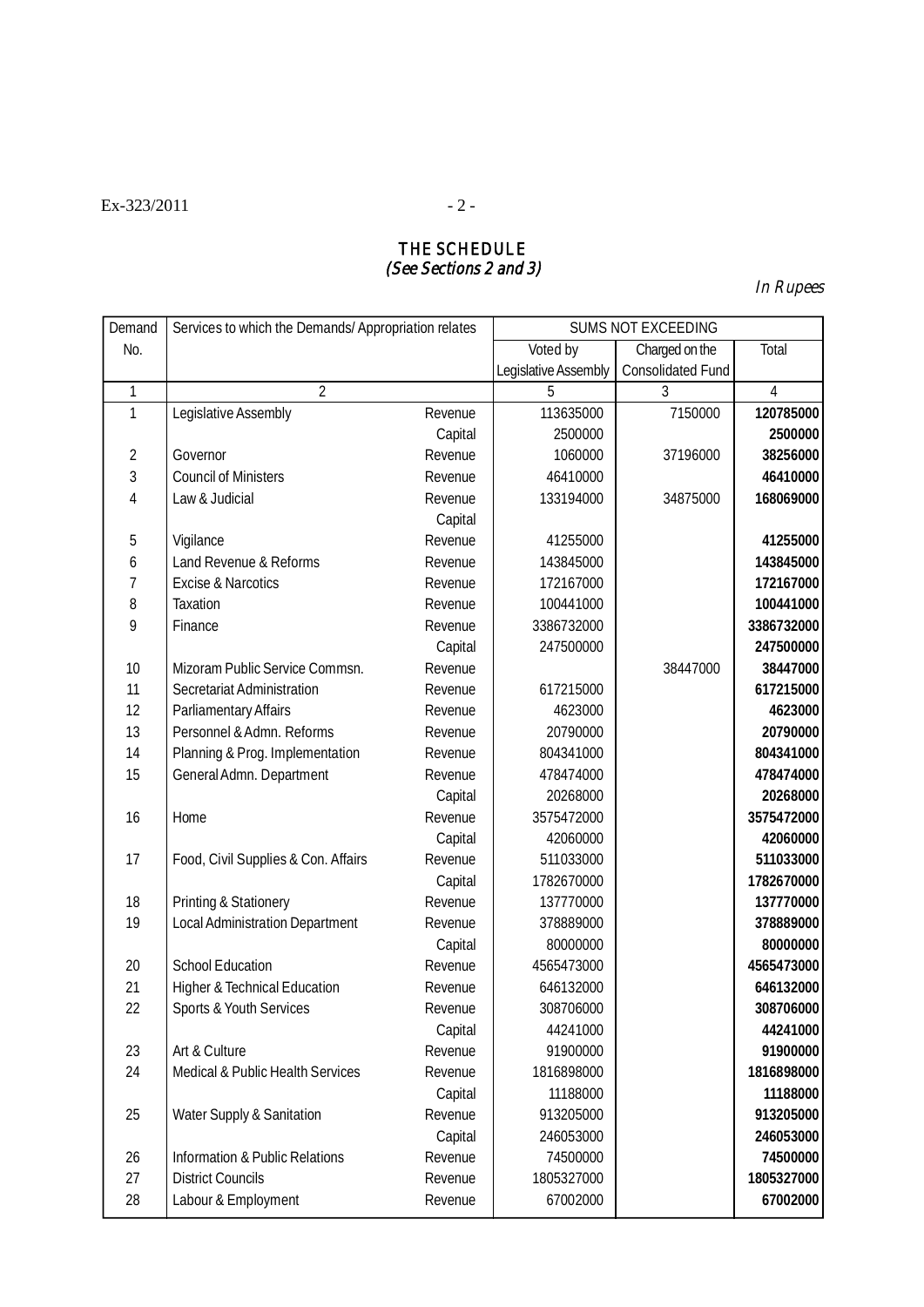# THE SCHEDULE

*(See Sections 2 and 3)*

*In Rupees*

| Demand No. | Services to which the Demands/ Appropriation relates | | SUMS NOT EXCEEDING | | |
|---|---|---|---|---|---|
| | | | Voted by Legislative Assembly | Charged on the Consolidated Fund | Total |
| 1 | 2 | | 5 | 3 | 4 |
| 1 | Legislative Assembly | Revenue | 113635000 | 7150000 | **120785000** |
| | | Capital | 2500000 | | **2500000** |
| 2 | Governor | Revenue | 1060000 | 37196000 | **38256000** |
| 3 | Council of Ministers | Revenue | 46410000 | | **46410000** |
| 4 | Law & Judicial | Revenue | 133194000 | 34875000 | **168069000** |
| | | Capital | | | |
| 5 | Vigilance | Revenue | 41255000 | | **41255000** |
| 6 | Land Revenue & Reforms | Revenue | 143845000 | | **143845000** |
| 7 | Excise & Narcotics | Revenue | 172167000 | | **172167000** |
| 8 | Taxation | Revenue | 100441000 | | **100441000** |
| 9 | Finance | Revenue | 3386732000 | | **3386732000** |
| | | Capital | 247500000 | | **247500000** |
| 10 | Mizoram Public Service Commsn. | Revenue | | 38447000 | **38447000** |
| 11 | Secretariat Administration | Revenue | 617215000 | | **617215000** |
| 12 | Parliamentary Affairs | Revenue | 4623000 | | **4623000** |
| 13 | Personnel & Admn. Reforms | Revenue | 20790000 | | **20790000** |
| 14 | Planning & Prog. Implementation | Revenue | 804341000 | | **804341000** |
| 15 | General Admn. Department | Revenue | 478474000 | | **478474000** |
| | | Capital | 20268000 | | **20268000** |
| 16 | Home | Revenue | 3575472000 | | **3575472000** |
| | | Capital | 42060000 | | **42060000** |
| 17 | Food, Civil Supplies & Con. Affairs | Revenue | 511033000 | | **511033000** |
| | | Capital | 1782670000 | | **1782670000** |
| 18 | Printing & Stationery | Revenue | 137770000 | | **137770000** |
| 19 | Local Administration Department | Revenue | 378889000 | | **378889000** |
| | | Capital | 80000000 | | **80000000** |
| 20 | School Education | Revenue | 4565473000 | | **4565473000** |
| 21 | Higher & Technical Education | Revenue | 646132000 | | **646132000** |
| 22 | Sports & Youth Services | Revenue | 308706000 | | **308706000** |
| | | Capital | 44241000 | | **44241000** |
| 23 | Art & Culture | Revenue | 91900000 | | **91900000** |
| 24 | Medical & Public Health Services | Revenue | 1816898000 | | **1816898000** |
| | | Capital | 11188000 | | **11188000** |
| 25 | Water Supply & Sanitation | Revenue | 913205000 | | **913205000** |
| | | Capital | 246053000 | | **246053000** |
| 26 | Information & Public Relations | Revenue | 74500000 | | **74500000** |
| 27 | District Councils | Revenue | 1805327000 | | **1805327000** |
| 28 | Labour & Employment | Revenue | 67002000 | | **67002000** |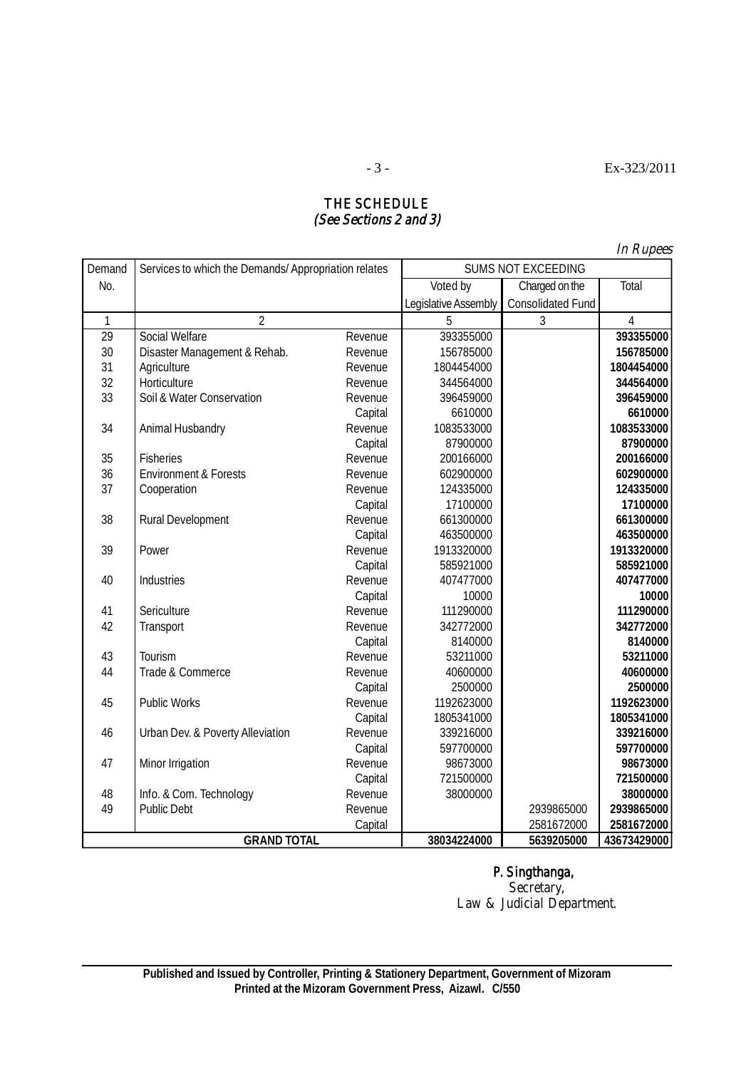## THE SCHEDULE
*(See Sections 2 and 3)*

*In Rupees*

| Demand No. | Services to which the Demands/ Appropriation relates | | SUMS NOT EXCEEDING | | |
|---|---|---|---|---|---|
| | | | Voted by Legislative Assembly | Charged on the Consolidated Fund | Total |
| 1 | 2 | | 5 | 3 | 4 |
| 29 | Social Welfare | Revenue | 393355000 | | **393355000** |
| 30 | Disaster Management & Rehab. | Revenue | 156785000 | | **156785000** |
| 31 | Agriculture | Revenue | 1804454000 | | **1804454000** |
| 32 | Horticulture | Revenue | 344564000 | | **344564000** |
| 33 | Soil & Water Conservation | Revenue | 396459000 | | **396459000** |
| | | Capital | 6610000 | | **6610000** |
| 34 | Animal Husbandry | Revenue | 1083533000 | | **1083533000** |
| | | Capital | 87900000 | | **87900000** |
| 35 | Fisheries | Revenue | 200166000 | | **200166000** |
| 36 | Environment & Forests | Revenue | 602900000 | | **602900000** |
| 37 | Cooperation | Revenue | 124335000 | | **124335000** |
| | | Capital | 17100000 | | **17100000** |
| 38 | Rural Development | Revenue | 661300000 | | **661300000** |
| | | Capital | 463500000 | | **463500000** |
| 39 | Power | Revenue | 1913320000 | | **1913320000** |
| | | Capital | 585921000 | | **585921000** |
| 40 | Industries | Revenue | 407477000 | | **407477000** |
| | | Capital | 10000 | | **10000** |
| 41 | Sericulture | Revenue | 111290000 | | **111290000** |
| 42 | Transport | Revenue | 342772000 | | **342772000** |
| | | Capital | 8140000 | | **8140000** |
| 43 | Tourism | Revenue | 53211000 | | **53211000** |
| 44 | Trade & Commerce | Revenue | 40600000 | | **40600000** |
| | | Capital | 2500000 | | **2500000** |
| 45 | Public Works | Revenue | 1192623000 | | **1192623000** |
| | | Capital | 1805341000 | | **1805341000** |
| 46 | Urban Dev. & Poverty Alleviation | Revenue | 339216000 | | **339216000** |
| | | Capital | 597700000 | | **597700000** |
| 47 | Minor Irrigation | Revenue | 98673000 | | **98673000** |
| | | Capital | 721500000 | | **721500000** |
| 48 | Info. & Com. Technology | Revenue | 38000000 | | **38000000** |
| 49 | Public Debt | Revenue | | 2939865000 | **2939865000** |
| | | Capital | | 2581672000 | **2581672000** |
| | **GRAND TOTAL** | | **38034224000** | **5639205000** | **43673429000** |

**P. Singthanga,**
*Secretary,*
*Law & Judicial Department.*

**Published and Issued by Controller, Printing & Stationery Department, Government of Mizoram**
**Printed at the Mizoram Government Press, Aizawl. C/550**